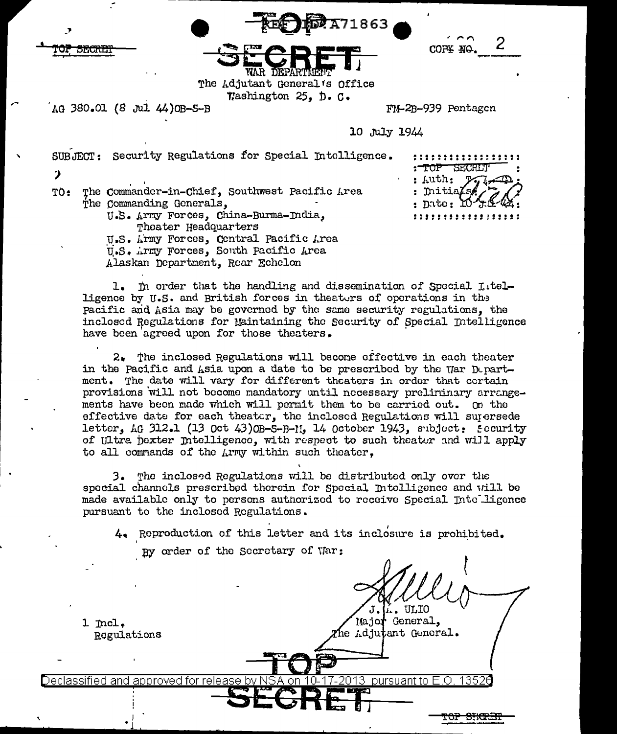REF ID: A71863

TOP SECRET

**TOP SECRET**

COPY NO. 2

WAR DEPARTMENT
The Adjutant General's Office
Washington 25, D. C.

AG 380.01 (8 Jul 44)OB-S-B

FM-2B-939 Pentagon

10 July 1944

SUBJECT: Security Regulations for Special Intelligence.

TOP SECRET
Auth: T. A. D.
Initials:
Date: 10 Jul 44

TO: The Commander-in-Chief, Southwest Pacific Area
The Commanding Generals,
U.S. Army Forces, China-Burma-India, Theater Headquarters
U.S. Army Forces, Central Pacific Area
U.S. Army Forces, South Pacific Area
Alaskan Department, Rear Echelon

1. In order that the handling and dissemination of Special Intelligence by U.S. and British forces in theaters of operations in the Pacific and Asia may be governed by the same security regulations, the inclosed Regulations for Maintaining the Security of Special Intelligence have been agreed upon for those theaters.

2. The inclosed Regulations will become effective in each theater in the Pacific and Asia upon a date to be prescribed by the War Department. The date will vary for different theaters in order that certain provisions will not become mandatory until necessary preliminary arrangements have been made which will permit them to be carried out. On the effective date for each theater, the inclosed Regulations will supersede letter, AG 312.1 (13 Oct 43)OB-S-B-M, 14 October 1943, subject: Security of Ultra Dexter Intelligence, with respect to such theater and will apply to all commands of the Army within such theater.

3. The inclosed Regulations will be distributed only over the special channels prescribed therein for Special Intelligence and will be made available only to persons authorized to receive Special Intelligence pursuant to the inclosed Regulations.

4. Reproduction of this letter and its inclosure is prohibited.

By order of the Secretary of War:

J. A. ULIO
Major General,
The Adjutant General.

1 Incl.
Regulations

TOP SECRET

Declassified and approved for release by NSA on 10-17-2013 pursuant to E.O. 13526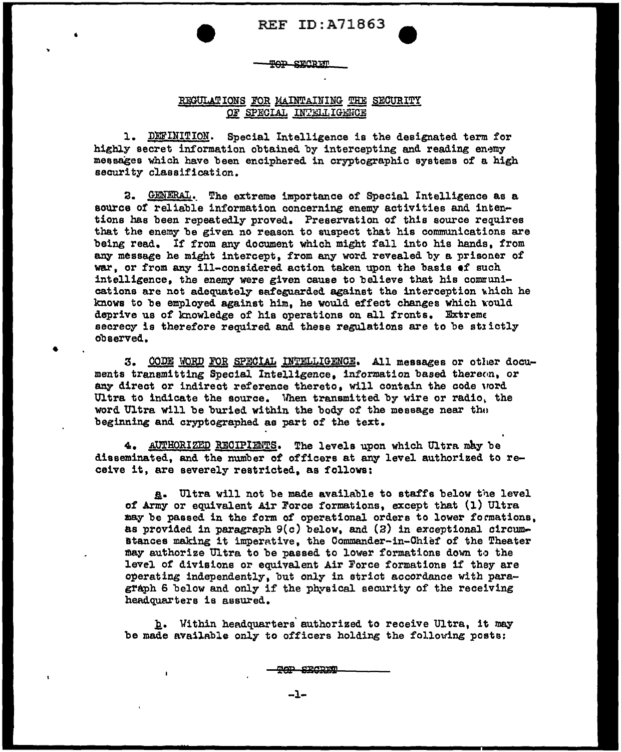TOP SECRET

## REGULATIONS FOR MAINTAINING THE SECURITY OF SPECIAL INTELLIGENCE

1. <u>DEFINITION</u>. Special Intelligence is the designated term for highly secret information obtained by intercepting and reading enemy messages which have been enciphered in cryptographic systems of a high security classification.

2. <u>GENERAL</u>. The extreme importance of Special Intelligence as a source of reliable information concerning enemy activities and intentions has been repeatedly proved. Preservation of this source requires that the enemy be given no reason to suspect that his communications are being read. If from any document which might fall into his hands, from any message he might intercept, from any word revealed by a prisoner of war, or from any ill-considered action taken upon the basis of such intelligence, the enemy were given cause to believe that his communications are not adequately safeguarded against the interception which he knows to be employed against him, he would effect changes which would deprive us of knowledge of his operations on all fronts. Extreme secrecy is therefore required and these regulations are to be strictly observed.

3. <u>CODE WORD FOR SPECIAL INTELLIGENCE</u>. All messages or other documents transmitting Special Intelligence, information based thereon, or any direct or indirect reference thereto, will contain the code word Ultra to indicate the source. When transmitted by wire or radio, the word Ultra will be buried within the body of the message near the beginning and cryptographed as part of the text.

4. <u>AUTHORIZED RECIPIENTS</u>. The levels upon which Ultra may be disseminated, and the number of officers at any level authorized to receive it, are severely restricted, as follows:

   <u>a</u>. Ultra will not be made available to staffs below the level of Army or equivalent Air Force formations, except that (1) Ultra may be passed in the form of operational orders to lower formations, as provided in paragraph 9(c) below, and (2) in exceptional circumstances making it imperative, the Commander-in-Chief of the Theater may authorize Ultra to be passed to lower formations down to the level of divisions or equivalent Air Force formations if they are operating independently, but only in strict accordance with paragraph 6 below and only if the physical security of the receiving headquarters is assured.

   <u>b</u>. Within headquarters authorized to receive Ultra, it may be made available only to officers holding the following posts:

TOP SECRET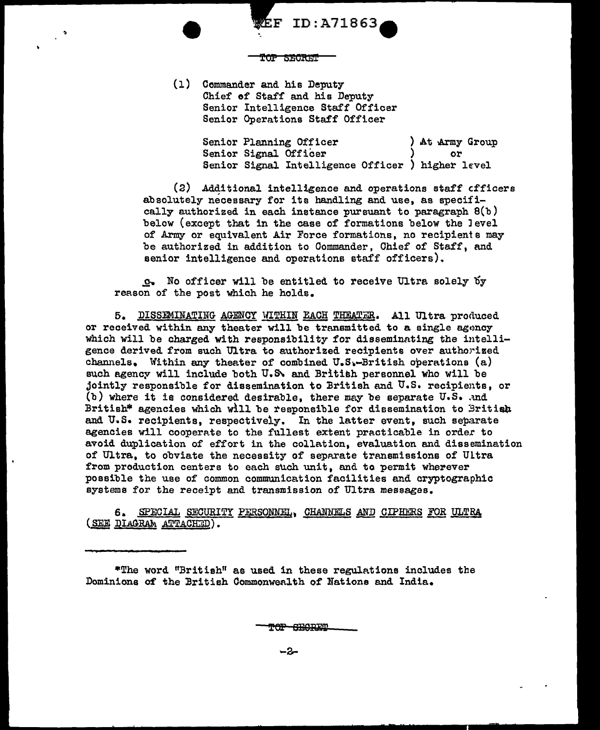TOP SECRET

(1) Commander and his Deputy
Chief of Staff and his Deputy
Senior Intelligence Staff Officer
Senior Operations Staff Officer

Senior Planning Officer ) At Army Group
Senior Signal Officer ) or
Senior Signal Intelligence Officer ) higher level

(2) Additional intelligence and operations staff officers absolutely necessary for its handling and use, as specifically authorized in each instance pursuant to paragraph 8(b) below (except that in the case of formations below the level of Army or equivalent Air Force formations, no recipients may be authorized in addition to Commander, Chief of Staff, and senior intelligence and operations staff officers).

c. No officer will be entitled to receive Ultra solely by reason of the post which he holds.

5. DISSEMINATING AGENCY WITHIN EACH THEATER. All Ultra produced or received within any theater will be transmitted to a single agency which will be charged with responsibility for disseminating the intelligence derived from such Ultra to authorized recipients over authorized channels. Within any theater of combined U.S.-British operations (a) such agency will include both U.S. and British personnel who will be jointly responsible for dissemination to British and U.S. recipients, or (b) where it is considered desirable, there may be separate U.S. and British* agencies which will be responsible for dissemination to British and U.S. recipients, respectively. In the latter event, such separate agencies will cooperate to the fullest extent practicable in order to avoid duplication of effort in the collation, evaluation and dissemination of Ultra, to obviate the necessity of separate transmissions of Ultra from production centers to each such unit, and to permit wherever possible the use of common communication facilities and cryptographic systems for the receipt and transmission of Ultra messages.

6. SPECIAL SECURITY PERSONNEL, CHANNELS AND CIPHERS FOR ULTRA (SEE DIAGRAM ATTACHED).

*The word "British" as used in these regulations includes the Dominions of the British Commonwealth of Nations and India.

TOP SECRET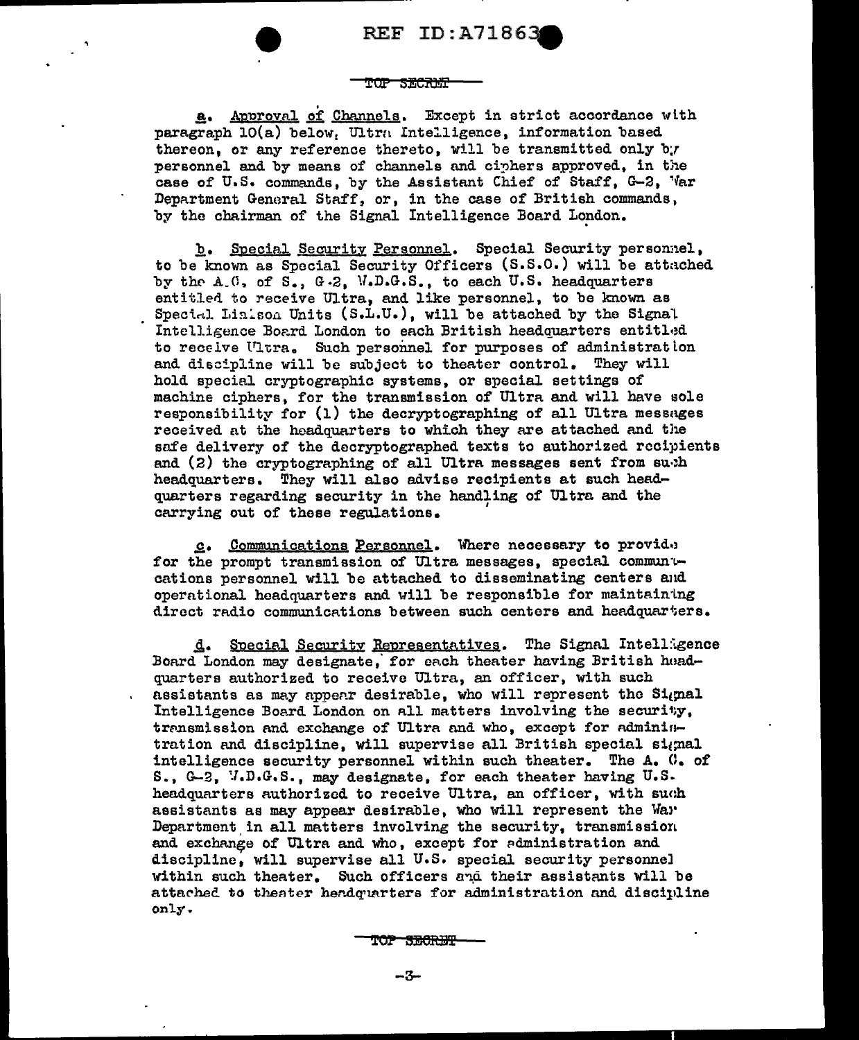a. Approval of Channels. Except in strict accordance with paragraph 10(a) below, Ultra Intelligence, information based thereon, or any reference thereto, will be transmitted only by personnel and by means of channels and ciphers approved, in the case of U.S. commands, by the Assistant Chief of Staff, G-2, War Department General Staff, or, in the case of British commands, by the chairman of the Signal Intelligence Board London.

b. Special Security Personnel. Special Security personnel, to be known as Special Security Officers (S.S.O.) will be attached by the A.C. of S., G-2, W.D.G.S., to each U.S. headquarters entitled to receive Ultra, and like personnel, to be known as Special Liaison Units (S.L.U.), will be attached by the Signal Intelligence Board London to each British headquarters entitled to receive Ultra. Such personnel for purposes of administration and discipline will be subject to theater control. They will hold special cryptographic systems, or special settings of machine ciphers, for the transmission of Ultra and will have sole responsibility for (1) the decryptographing of all Ultra messages received at the headquarters to which they are attached and the safe delivery of the decryptographed texts to authorized recipients and (2) the cryptographing of all Ultra messages sent from such headquarters. They will also advise recipients at such headquarters regarding security in the handling of Ultra and the carrying out of these regulations.

c. Communications Personnel. Where necessary to provide for the prompt transmission of Ultra messages, special communications personnel will be attached to disseminating centers and operational headquarters and will be responsible for maintaining direct radio communications between such centers and headquarters.

d. Special Security Representatives. The Signal Intelligence Board London may designate, for each theater having British headquarters authorized to receive Ultra, an officer, with such assistants as may appear desirable, who will represent the Signal Intelligence Board London on all matters involving the security, transmission and exchange of Ultra and who, except for administration and discipline, will supervise all British special signal intelligence security personnel within such theater. The A. C. of S., G-2, W.D.G.S., may designate, for each theater having U.S. headquarters authorized to receive Ultra, an officer, with such assistants as may appear desirable, who will represent the War Department in all matters involving the security, transmission and exchange of Ultra and who, except for administration and discipline, will supervise all U.S. special security personnel within such theater. Such officers and their assistants will be attached to theater headquarters for administration and discipline only.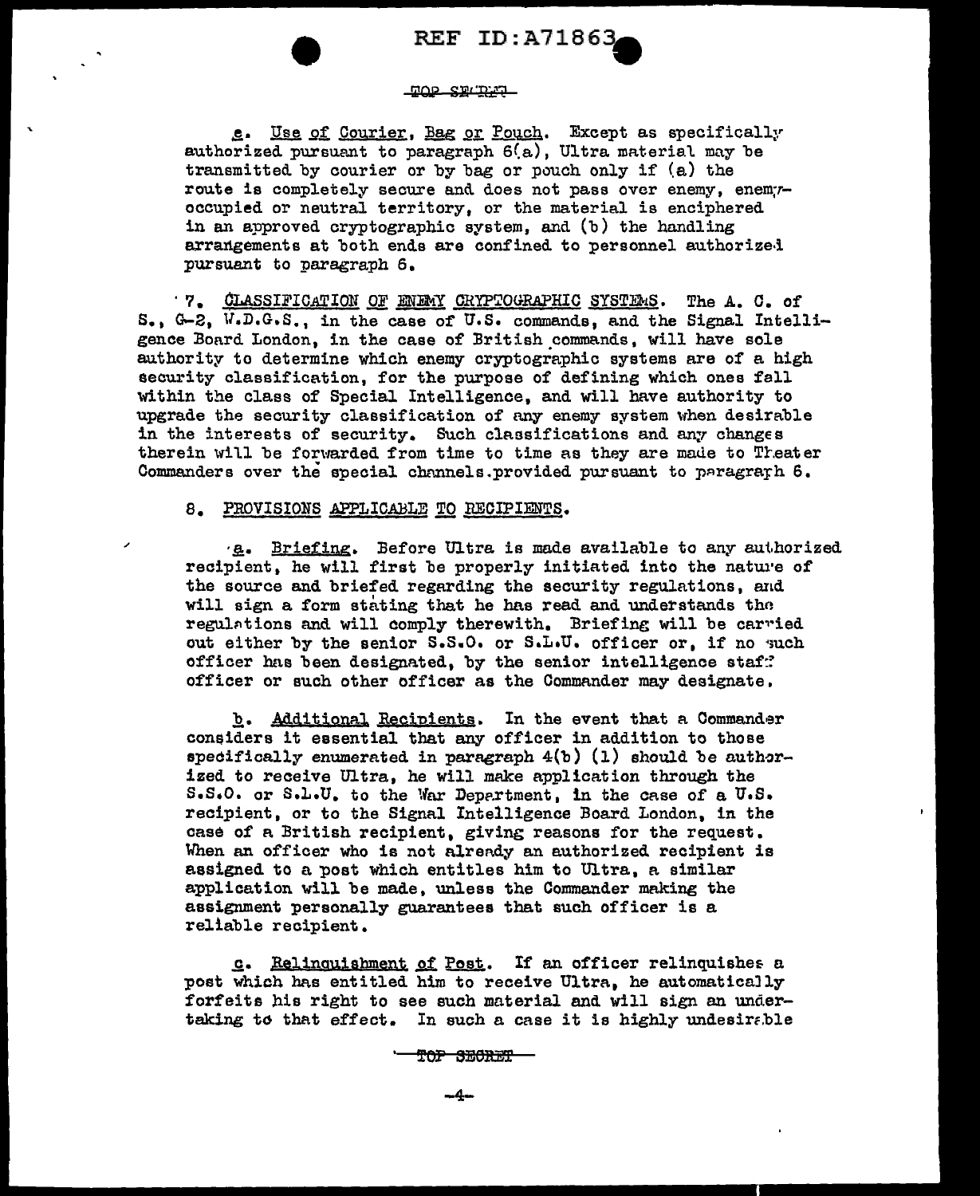REF ID:A71863

TOP SECRET

e. Use of Courier, Bag or Pouch. Except as specifically authorized pursuant to paragraph 6(a), Ultra material may be transmitted by courier or by bag or pouch only if (a) the route is completely secure and does not pass over enemy, enemy-occupied or neutral territory, or the material is enciphered in an approved cryptographic system, and (b) the handling arrangements at both ends are confined to personnel authorized pursuant to paragraph 6.

7. CLASSIFICATION OF ENEMY CRYPTOGRAPHIC SYSTEMS. The A. C. of S., G-2, W.D.G.S., in the case of U.S. commands, and the Signal Intelligence Board London, in the case of British commands, will have sole authority to determine which enemy cryptographic systems are of a high security classification, for the purpose of defining which ones fall within the class of Special Intelligence, and will have authority to upgrade the security classification of any enemy system when desirable in the interests of security. Such classifications and any changes therein will be forwarded from time to time as they are made to Theater Commanders over the special channels provided pursuant to paragraph 6.

8. PROVISIONS APPLICABLE TO RECIPIENTS.

a. Briefing. Before Ultra is made available to any authorized recipient, he will first be properly initiated into the nature of the source and briefed regarding the security regulations, and will sign a form stating that he has read and understands the regulations and will comply therewith. Briefing will be carried out either by the senior S.S.O. or S.L.U. officer or, if no such officer has been designated, by the senior intelligence staff officer or such other officer as the Commander may designate.

b. Additional Recipients. In the event that a Commander considers it essential that any officer in addition to those specifically enumerated in paragraph 4(b) (1) should be authorized to receive Ultra, he will make application through the S.S.O. or S.L.U. to the War Department, in the case of a U.S. recipient, or to the Signal Intelligence Board London, in the case of a British recipient, giving reasons for the request. When an officer who is not already an authorized recipient is assigned to a post which entitles him to Ultra, a similar application will be made, unless the Commander making the assignment personally guarantees that such officer is a reliable recipient.

c. Relinquishment of Post. If an officer relinquishes a post which has entitled him to receive Ultra, he automatically forfeits his right to see such material and will sign an undertaking to that effect. In such a case it is highly undesirable

TOP SECRET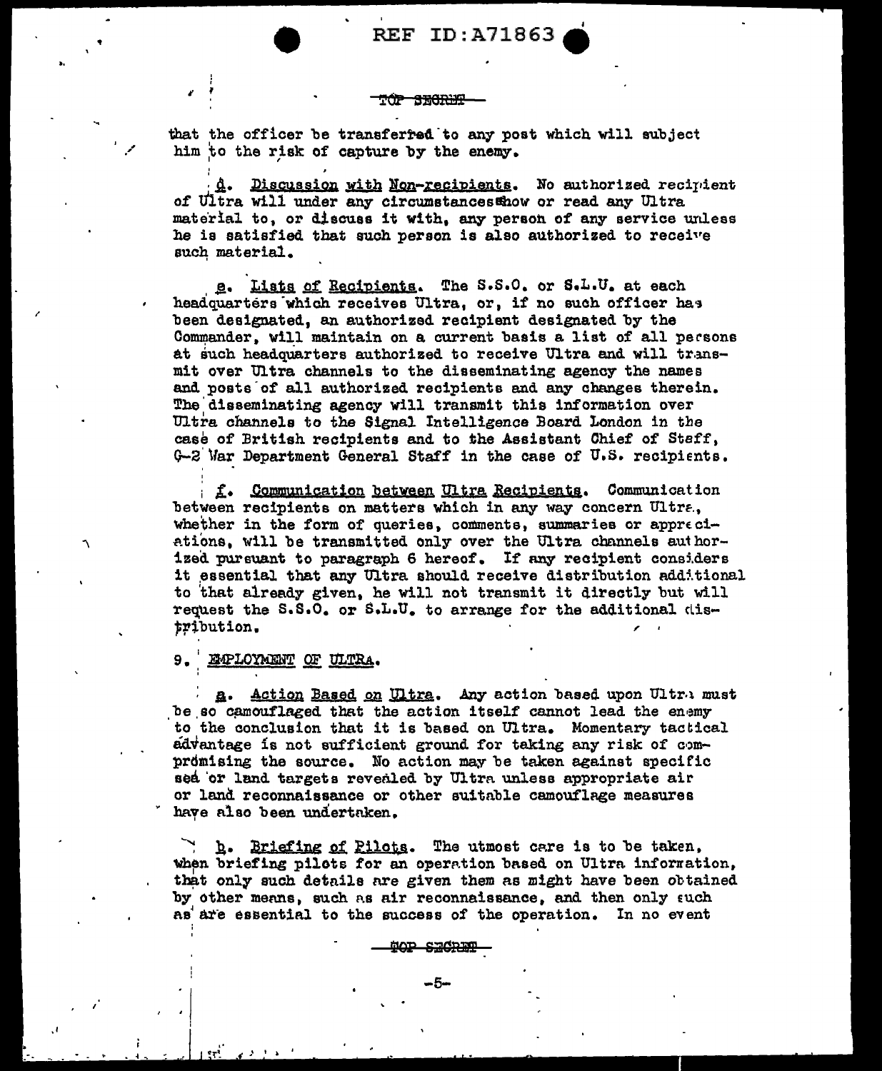TOP SECRET

that the officer be transferred to any post which will subject him to the risk of capture by the enemy.

d. Discussion with Non-recipients. No authorized recipient of Ultra will under any circumstances show or read any Ultra material to, or discuss it with, any person of any service unless he is satisfied that such person is also authorized to receive such material.

e. Lists of Recipients. The S.S.O. or S.L.U. at each headquarters which receives Ultra, or, if no such officer has been designated, an authorized recipient designated by the Commander, will maintain on a current basis a list of all persons at such headquarters authorized to receive Ultra and will transmit over Ultra channels to the disseminating agency the names and posts of all authorized recipients and any changes therein. The disseminating agency will transmit this information over Ultra channels to the Signal Intelligence Board London in the case of British recipients and to the Assistant Chief of Staff, G-2 War Department General Staff in the case of U.S. recipients.

f. Communication between Ultra Recipients. Communication between recipients on matters which in any way concern Ultra, whether in the form of queries, comments, summaries or appreciations, will be transmitted only over the Ultra channels authorized pursuant to paragraph 6 hereof. If any recipient considers it essential that any Ultra should receive distribution additional to that already given, he will not transmit it directly but will request the S.S.O. or S.L.U. to arrange for the additional distribution.

9. EMPLOYMENT OF ULTRA.

a. Action Based on Ultra. Any action based upon Ultra must be so camouflaged that the action itself cannot lead the enemy to the conclusion that it is based on Ultra. Momentary tactical advantage is not sufficient ground for taking any risk of compromising the source. No action may be taken against specific sea or land targets revealed by Ultra unless appropriate air or land reconnaissance or other suitable camouflage measures have also been undertaken.

b. Briefing of Pilots. The utmost care is to be taken, when briefing pilots for an operation based on Ultra information, that only such details are given them as might have been obtained by other means, such as air reconnaissance, and then only such as are essential to the success of the operation. In no event

TOP SECRET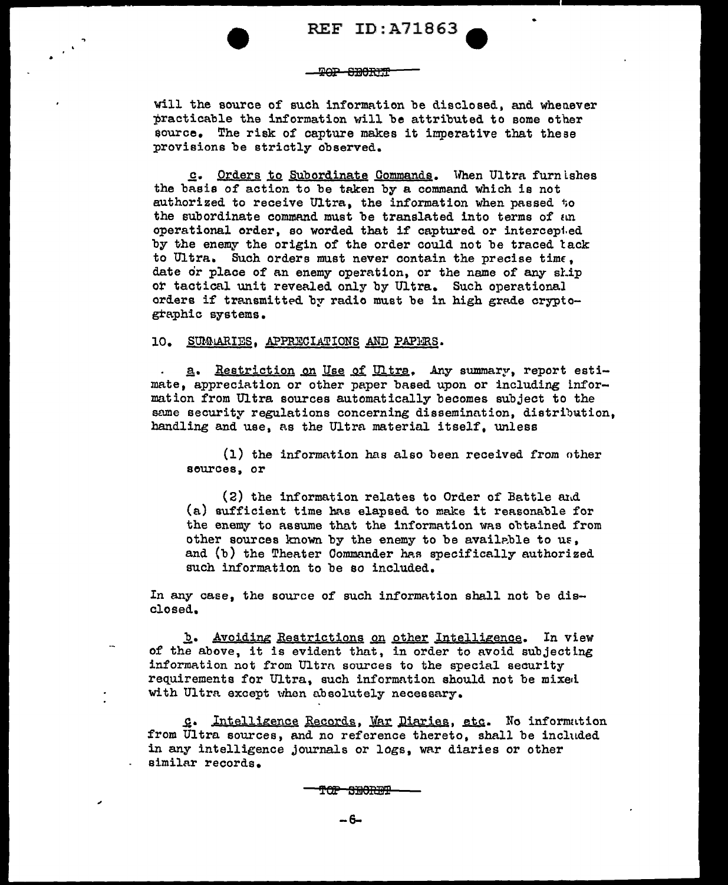will the source of such information be disclosed, and whenever practicable the information will be attributed to some other source. The risk of capture makes it imperative that these provisions be strictly observed.

c. Orders to Subordinate Commands. When Ultra furnishes the basis of action to be taken by a command which is not authorized to receive Ultra, the information when passed to the subordinate command must be translated into terms of an operational order, so worded that if captured or intercepted by the enemy the origin of the order could not be traced back to Ultra. Such orders must never contain the precise time, date or place of an enemy operation, or the name of any ship or tactical unit revealed only by Ultra. Such operational orders if transmitted by radio must be in high grade cryptographic systems.

10. SUMMARIES, APPRECIATIONS AND PAPERS.

a. Restriction on Use of Ultra. Any summary, report estimate, appreciation or other paper based upon or including information from Ultra sources automatically becomes subject to the same security regulations concerning dissemination, distribution, handling and use, as the Ultra material itself, unless

(1) the information has also been received from other sources, or

(2) the information relates to Order of Battle and (a) sufficient time has elapsed to make it reasonable for the enemy to assume that the information was obtained from other sources known by the enemy to be available to us, and (b) the Theater Commander has specifically authorized such information to be so included.

In any case, the source of such information shall not be disclosed.

b. Avoiding Restrictions on other Intelligence. In view of the above, it is evident that, in order to avoid subjecting information not from Ultra sources to the special security requirements for Ultra, such information should not be mixed with Ultra except when absolutely necessary.

c. Intelligence Records, War Diaries, etc. No information from Ultra sources, and no reference thereto, shall be included in any intelligence journals or logs, war diaries or other similar records.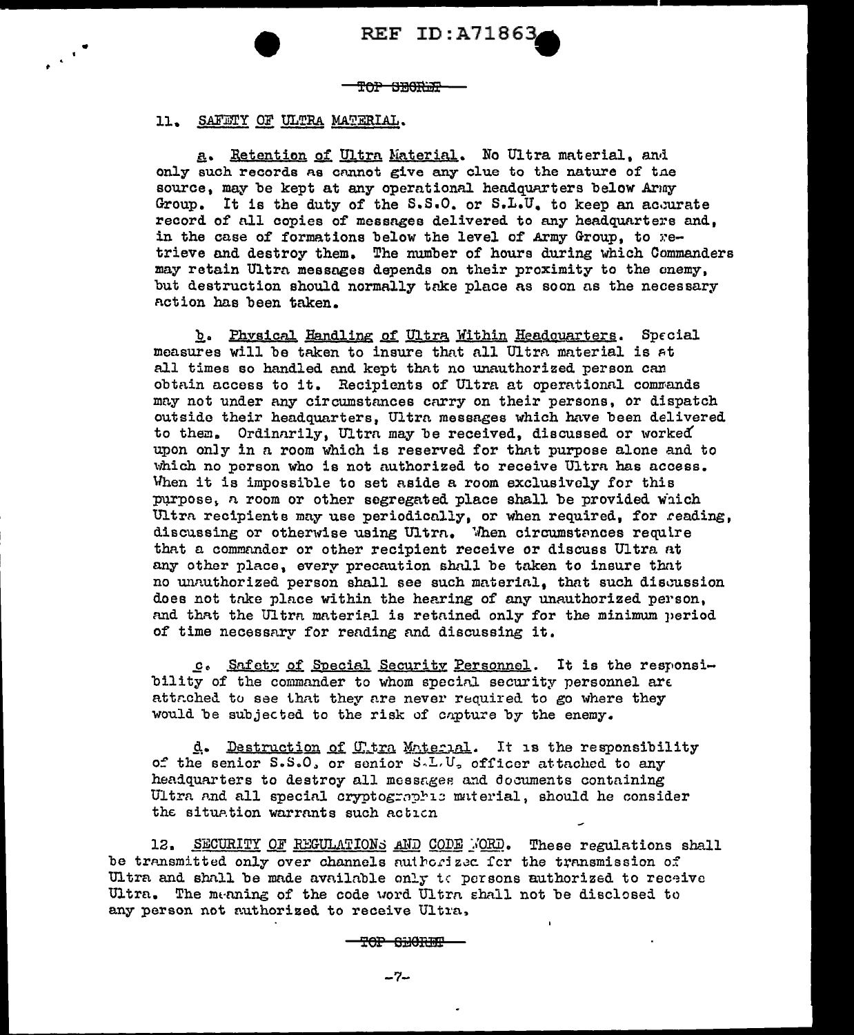TOP SECRET

11. SAFETY OF ULTRA MATERIAL.

a. Retention of Ultra Material. No Ultra material, and only such records as cannot give any clue to the nature of the source, may be kept at any operational headquarters below Army Group. It is the duty of the S.S.O. or S.L.U. to keep an accurate record of all copies of messages delivered to any headquarters and, in the case of formations below the level of Army Group, to retrieve and destroy them. The number of hours during which Commanders may retain Ultra messages depends on their proximity to the enemy, but destruction should normally take place as soon as the necessary action has been taken.

b. Physical Handling of Ultra Within Headquarters. Special measures will be taken to insure that all Ultra material is at all times so handled and kept that no unauthorized person can obtain access to it. Recipients of Ultra at operational commands may not under any circumstances carry on their persons, or dispatch outside their headquarters, Ultra messages which have been delivered to them. Ordinarily, Ultra may be received, discussed or worked upon only in a room which is reserved for that purpose alone and to which no person who is not authorized to receive Ultra has access. When it is impossible to set aside a room exclusively for this purpose, a room or other segregated place shall be provided which Ultra recipients may use periodically, or when required, for reading, discussing or otherwise using Ultra. When circumstances require that a commander or other recipient receive or discuss Ultra at any other place, every precaution shall be taken to insure that no unauthorized person shall see such material, that such discussion does not take place within the hearing of any unauthorized person, and that the Ultra material is retained only for the minimum period of time necessary for reading and discussing it.

c. Safety of Special Security Personnel. It is the responsibility of the commander to whom special security personnel are attached to see that they are never required to go where they would be subjected to the risk of capture by the enemy.

d. Destruction of Ultra Material. It is the responsibility of the senior S.S.O. or senior S.L.U. officer attached to any headquarters to destroy all messages and documents containing Ultra and all special cryptographic material, should he consider the situation warrants such action

12. SECURITY OF REGULATIONS AND CODE WORD. These regulations shall be transmitted only over channels authorized for the transmission of Ultra and shall be made available only to persons authorized to receive Ultra. The meaning of the code word Ultra shall not be disclosed to any person not authorized to receive Ultra.

TOP SECRET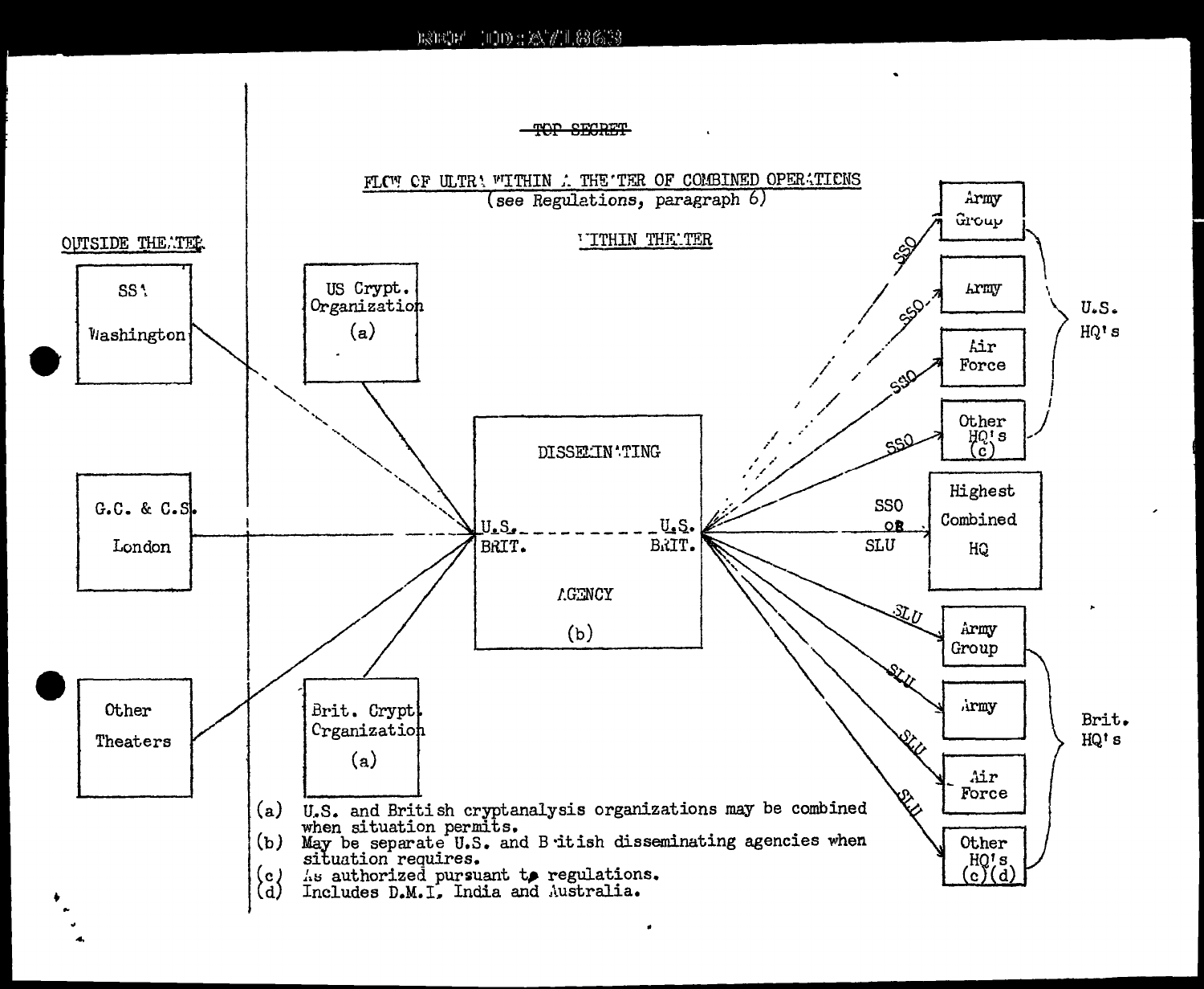~~TOP SECRET~~

# FLOW OF ULTRA WITHIN A THEATER OF COMBINED OPERATIONS

(see Regulations, paragraph 6)

OUTSIDE THEATER

WITHIN THEATER

SSA Washington

G.C. & C.S. London

Other Theaters

US Crypt. Organization (a)

Brit. Crypt. Organization (a)

DISSEMINATING AGENCY (b)

U.S. BRIT.

U.S. BRIT.

SSO

SSO

SSO

SSO

SSO OR SLU

SLU

SLU

SLU

SLU

Army Group

Army

Air Force

Other HQ's (c)

U.S. HQ's

Highest Combined HQ

Army Group

Army

Air Force

Other HQ's (c)(d)

Brit. HQ's

(a) U.S. and British cryptanalysis organizations may be combined when situation permits.
(b) May be separate U.S. and British disseminating agencies when situation requires.
(c) As authorized pursuant to regulations.
(d) Includes D.M.I. India and Australia.